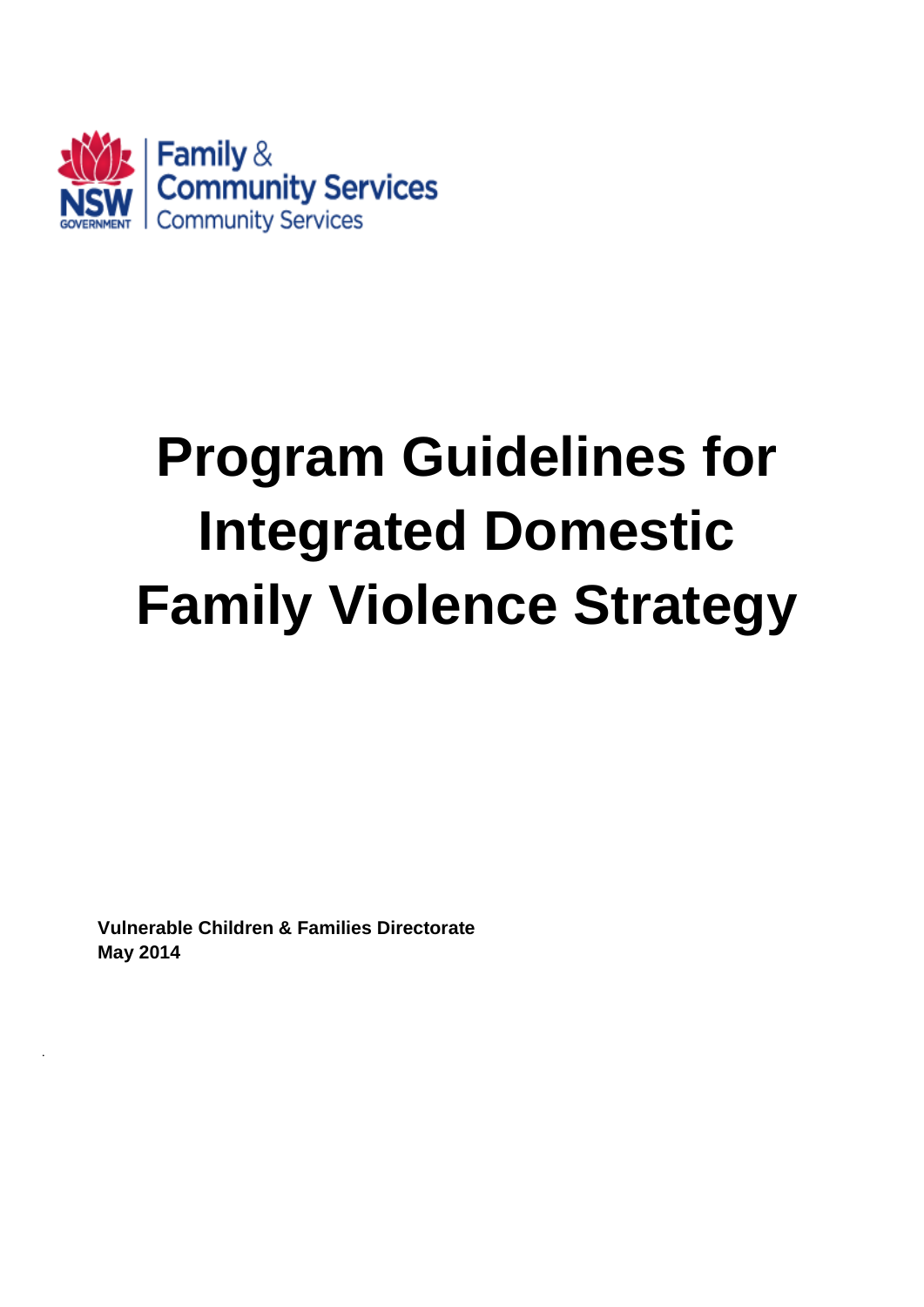NSW GOVERNMENT | Family & Community Services
Community Services

# Program Guidelines for Integrated Domestic Family Violence Strategy

**Vulnerable Children & Families Directorate**
**May 2014**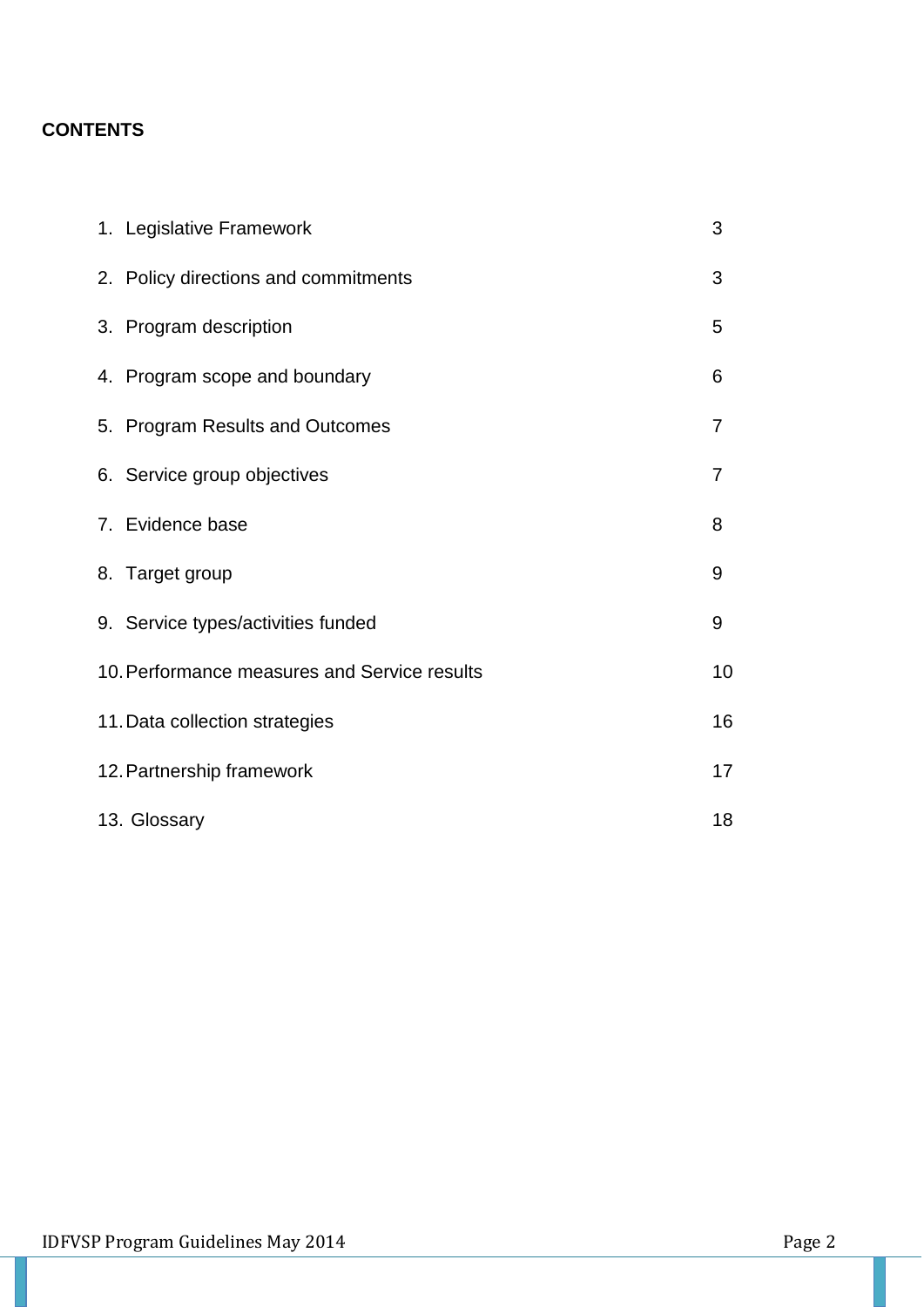**CONTENTS**

| | |
|---|---|
| 1. Legislative Framework | 3 |
| 2. Policy directions and commitments | 3 |
| 3. Program description | 5 |
| 4. Program scope and boundary | 6 |
| 5. Program Results and Outcomes | 7 |
| 6. Service group objectives | 7 |
| 7. Evidence base | 8 |
| 8. Target group | 9 |
| 9. Service types/activities funded | 9 |
| 10. Performance measures and Service results | 10 |
| 11. Data collection strategies | 16 |
| 12. Partnership framework | 17 |
| 13. Glossary | 18 |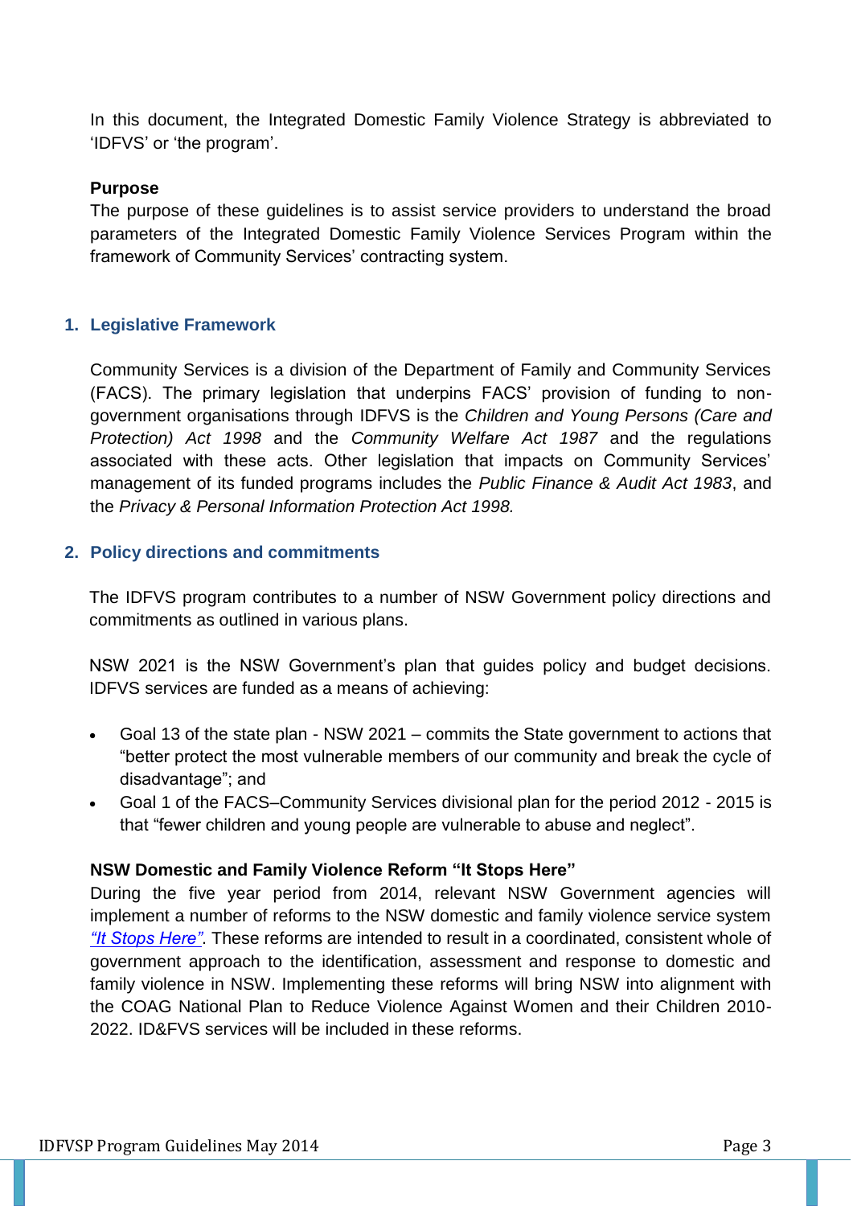In this document, the Integrated Domestic Family Violence Strategy is abbreviated to 'IDFVS' or 'the program'.

**Purpose**

The purpose of these guidelines is to assist service providers to understand the broad parameters of the Integrated Domestic Family Violence Services Program within the framework of Community Services' contracting system.

## 1. Legislative Framework

Community Services is a division of the Department of Family and Community Services (FACS). The primary legislation that underpins FACS' provision of funding to non-government organisations through IDFVS is the *Children and Young Persons (Care and Protection) Act 1998* and the *Community Welfare Act 1987* and the regulations associated with these acts. Other legislation that impacts on Community Services' management of its funded programs includes the *Public Finance & Audit Act 1983*, and the *Privacy & Personal Information Protection Act 1998.*

## 2. Policy directions and commitments

The IDFVS program contributes to a number of NSW Government policy directions and commitments as outlined in various plans.

NSW 2021 is the NSW Government's plan that guides policy and budget decisions. IDFVS services are funded as a means of achieving:

- Goal 13 of the state plan - NSW 2021 – commits the State government to actions that "better protect the most vulnerable members of our community and break the cycle of disadvantage"; and
- Goal 1 of the FACS–Community Services divisional plan for the period 2012 - 2015 is that "fewer children and young people are vulnerable to abuse and neglect".

**NSW Domestic and Family Violence Reform "It Stops Here"**

During the five year period from 2014, relevant NSW Government agencies will implement a number of reforms to the NSW domestic and family violence service system *"It Stops Here"*. These reforms are intended to result in a coordinated, consistent whole of government approach to the identification, assessment and response to domestic and family violence in NSW. Implementing these reforms will bring NSW into alignment with the COAG National Plan to Reduce Violence Against Women and their Children 2010-2022. ID&FVS services will be included in these reforms.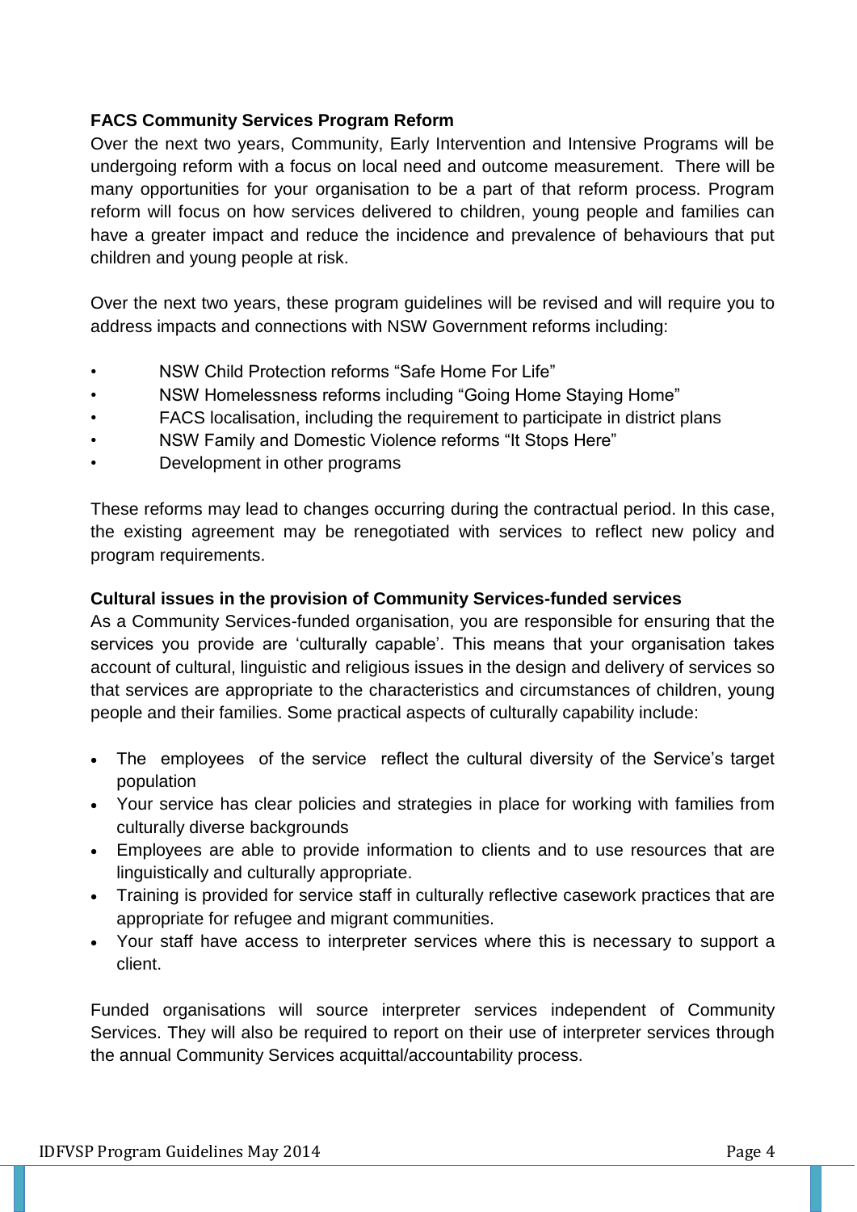**FACS Community Services Program Reform**

Over the next two years, Community, Early Intervention and Intensive Programs will be undergoing reform with a focus on local need and outcome measurement. There will be many opportunities for your organisation to be a part of that reform process. Program reform will focus on how services delivered to children, young people and families can have a greater impact and reduce the incidence and prevalence of behaviours that put children and young people at risk.

Over the next two years, these program guidelines will be revised and will require you to address impacts and connections with NSW Government reforms including:

- NSW Child Protection reforms “Safe Home For Life”
- NSW Homelessness reforms including “Going Home Staying Home”
- FACS localisation, including the requirement to participate in district plans
- NSW Family and Domestic Violence reforms “It Stops Here”
- Development in other programs

These reforms may lead to changes occurring during the contractual period. In this case, the existing agreement may be renegotiated with services to reflect new policy and program requirements.

**Cultural issues in the provision of Community Services-funded services**

As a Community Services-funded organisation, you are responsible for ensuring that the services you provide are ‘culturally capable’. This means that your organisation takes account of cultural, linguistic and religious issues in the design and delivery of services so that services are appropriate to the characteristics and circumstances of children, young people and their families. Some practical aspects of culturally capability include:

- The employees of the service reflect the cultural diversity of the Service’s target population
- Your service has clear policies and strategies in place for working with families from culturally diverse backgrounds
- Employees are able to provide information to clients and to use resources that are linguistically and culturally appropriate.
- Training is provided for service staff in culturally reflective casework practices that are appropriate for refugee and migrant communities.
- Your staff have access to interpreter services where this is necessary to support a client.

Funded organisations will source interpreter services independent of Community Services. They will also be required to report on their use of interpreter services through the annual Community Services acquittal/accountability process.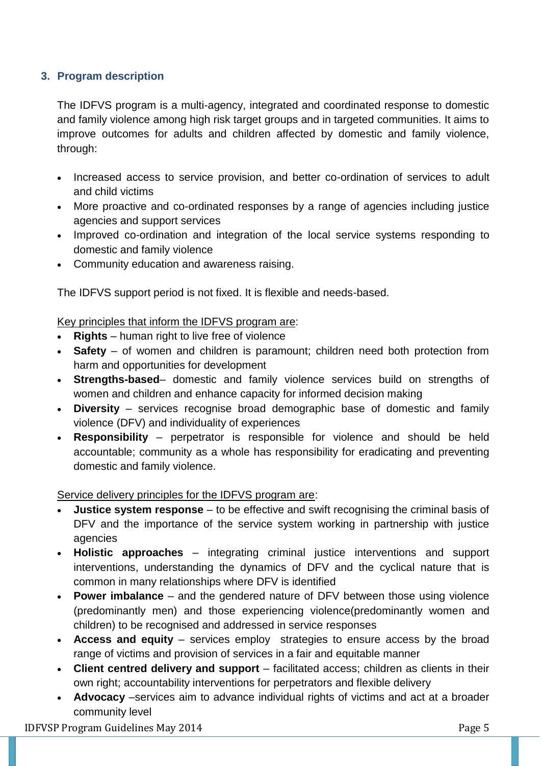## 3. Program description

The IDFVS program is a multi-agency, integrated and coordinated response to domestic and family violence among high risk target groups and in targeted communities. It aims to improve outcomes for adults and children affected by domestic and family violence, through:

- Increased access to service provision, and better co-ordination of services to adult and child victims
- More proactive and co-ordinated responses by a range of agencies including justice agencies and support services
- Improved co-ordination and integration of the local service systems responding to domestic and family violence
- Community education and awareness raising.

The IDFVS support period is not fixed. It is flexible and needs-based.

<u>Key principles that inform the IDFVS program are</u>:

- **Rights** – human right to live free of violence
- **Safety** – of women and children is paramount; children need both protection from harm and opportunities for development
- **Strengths-based**– domestic and family violence services build on strengths of women and children and enhance capacity for informed decision making
- **Diversity** – services recognise broad demographic base of domestic and family violence (DFV) and individuality of experiences
- **Responsibility** – perpetrator is responsible for violence and should be held accountable; community as a whole has responsibility for eradicating and preventing domestic and family violence.

<u>Service delivery principles for the IDFVS program are</u>:

- **Justice system response** – to be effective and swift recognising the criminal basis of DFV and the importance of the service system working in partnership with justice agencies
- **Holistic approaches** – integrating criminal justice interventions and support interventions, understanding the dynamics of DFV and the cyclical nature that is common in many relationships where DFV is identified
- **Power imbalance** – and the gendered nature of DFV between those using violence (predominantly men) and those experiencing violence(predominantly women and children) to be recognised and addressed in service responses
- **Access and equity** – services employ strategies to ensure access by the broad range of victims and provision of services in a fair and equitable manner
- **Client centred delivery and support** – facilitated access; children as clients in their own right; accountability interventions for perpetrators and flexible delivery
- **Advocacy** –services aim to advance individual rights of victims and act at a broader community level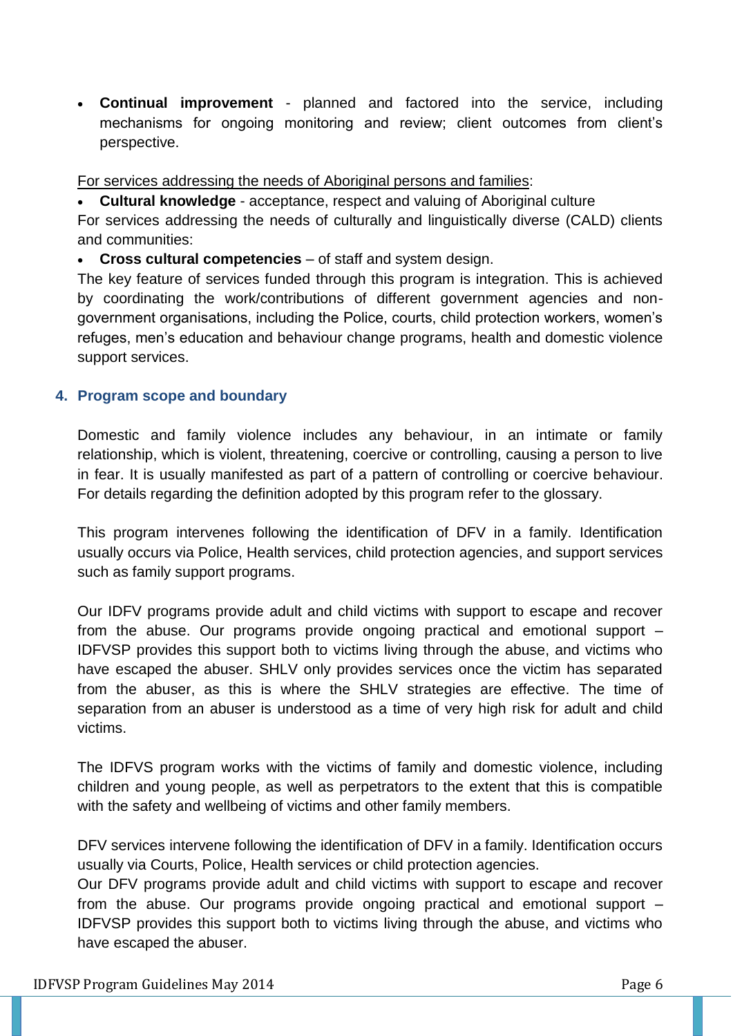- **Continual improvement** - planned and factored into the service, including mechanisms for ongoing monitoring and review; client outcomes from client's perspective.

<u>For services addressing the needs of Aboriginal persons and families</u>:

- **Cultural knowledge** - acceptance, respect and valuing of Aboriginal culture

For services addressing the needs of culturally and linguistically diverse (CALD) clients and communities:

- **Cross cultural competencies** – of staff and system design.

The key feature of services funded through this program is integration. This is achieved by coordinating the work/contributions of different government agencies and non-government organisations, including the Police, courts, child protection workers, women's refuges, men's education and behaviour change programs, health and domestic violence support services.

## 4. Program scope and boundary

Domestic and family violence includes any behaviour, in an intimate or family relationship, which is violent, threatening, coercive or controlling, causing a person to live in fear. It is usually manifested as part of a pattern of controlling or coercive behaviour. For details regarding the definition adopted by this program refer to the glossary.

This program intervenes following the identification of DFV in a family. Identification usually occurs via Police, Health services, child protection agencies, and support services such as family support programs.

Our IDFV programs provide adult and child victims with support to escape and recover from the abuse. Our programs provide ongoing practical and emotional support – IDFVSP provides this support both to victims living through the abuse, and victims who have escaped the abuser. SHLV only provides services once the victim has separated from the abuser, as this is where the SHLV strategies are effective. The time of separation from an abuser is understood as a time of very high risk for adult and child victims.

The IDFVS program works with the victims of family and domestic violence, including children and young people, as well as perpetrators to the extent that this is compatible with the safety and wellbeing of victims and other family members.

DFV services intervene following the identification of DFV in a family. Identification occurs usually via Courts, Police, Health services or child protection agencies.
Our DFV programs provide adult and child victims with support to escape and recover from the abuse. Our programs provide ongoing practical and emotional support – IDFVSP provides this support both to victims living through the abuse, and victims who have escaped the abuser.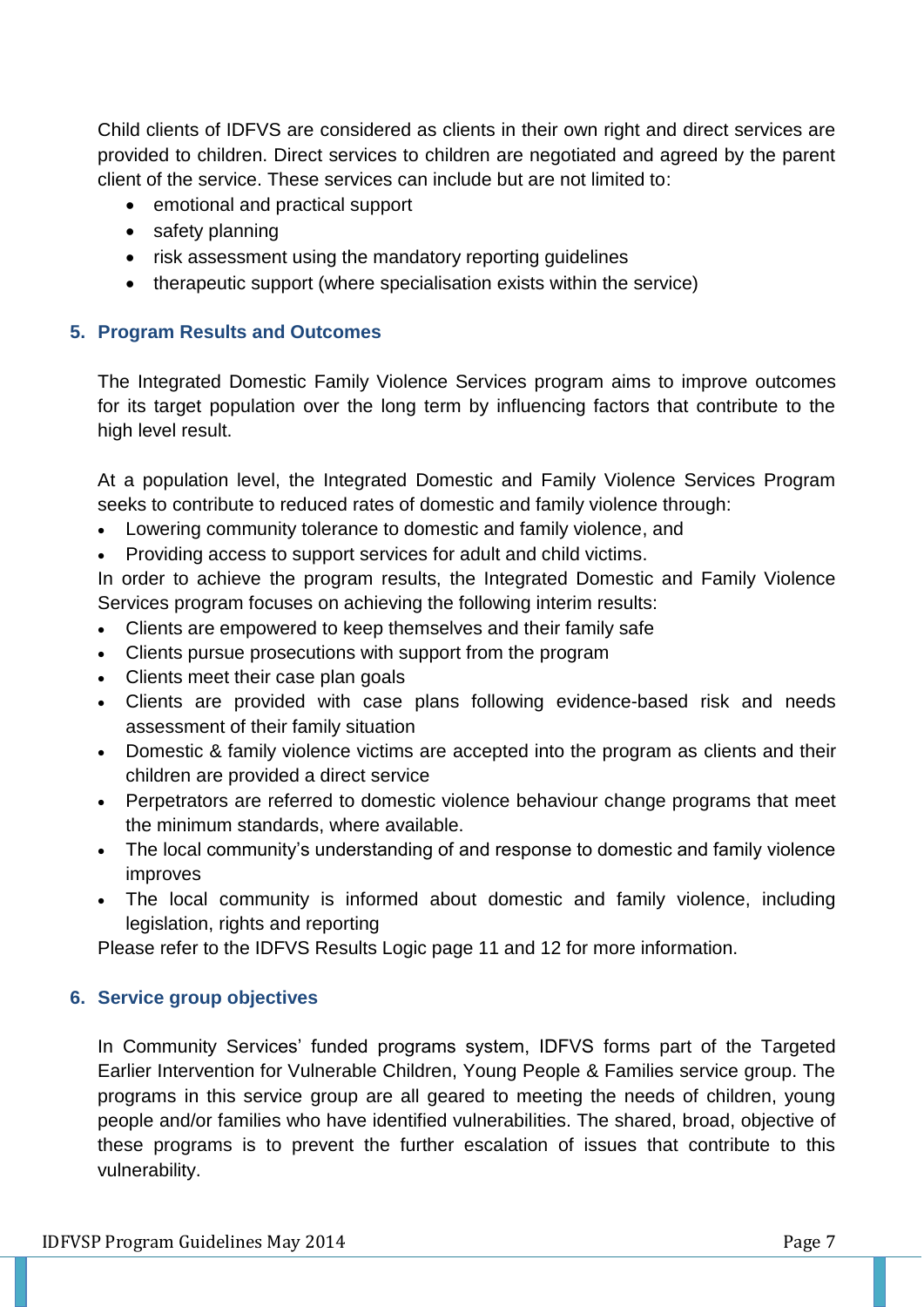Child clients of IDFVS are considered as clients in their own right and direct services are provided to children. Direct services to children are negotiated and agreed by the parent client of the service. These services can include but are not limited to:

- emotional and practical support
- safety planning
- risk assessment using the mandatory reporting guidelines
- therapeutic support (where specialisation exists within the service)

## 5. Program Results and Outcomes

The Integrated Domestic Family Violence Services program aims to improve outcomes for its target population over the long term by influencing factors that contribute to the high level result.

At a population level, the Integrated Domestic and Family Violence Services Program seeks to contribute to reduced rates of domestic and family violence through:

- Lowering community tolerance to domestic and family violence, and
- Providing access to support services for adult and child victims.

In order to achieve the program results, the Integrated Domestic and Family Violence Services program focuses on achieving the following interim results:

- Clients are empowered to keep themselves and their family safe
- Clients pursue prosecutions with support from the program
- Clients meet their case plan goals
- Clients are provided with case plans following evidence-based risk and needs assessment of their family situation
- Domestic & family violence victims are accepted into the program as clients and their children are provided a direct service
- Perpetrators are referred to domestic violence behaviour change programs that meet the minimum standards, where available.
- The local community's understanding of and response to domestic and family violence improves
- The local community is informed about domestic and family violence, including legislation, rights and reporting

Please refer to the IDFVS Results Logic page 11 and 12 for more information.

## 6. Service group objectives

In Community Services' funded programs system, IDFVS forms part of the Targeted Earlier Intervention for Vulnerable Children, Young People & Families service group. The programs in this service group are all geared to meeting the needs of children, young people and/or families who have identified vulnerabilities. The shared, broad, objective of these programs is to prevent the further escalation of issues that contribute to this vulnerability.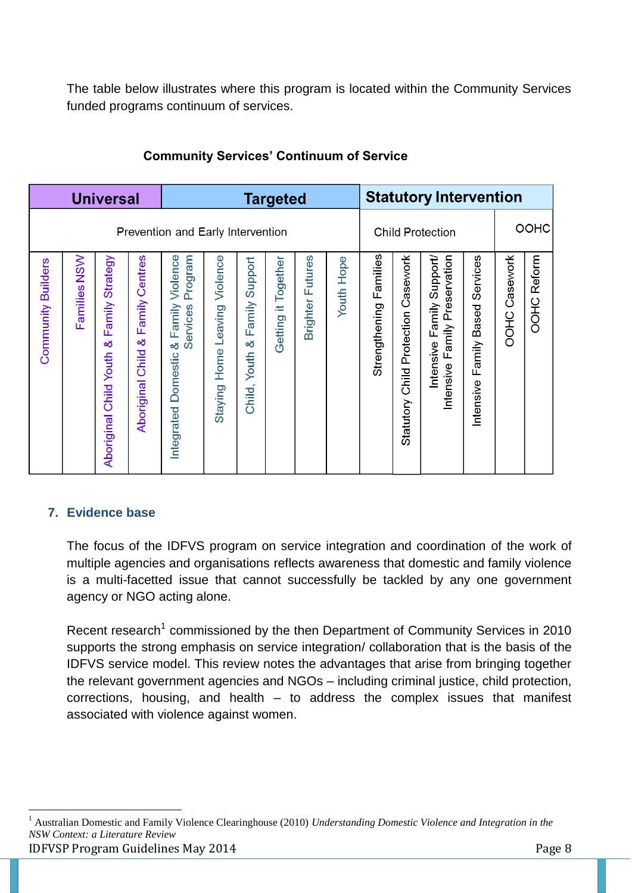The table below illustrates where this program is located within the Community Services funded programs continuum of services.

**Community Services' Continuum of Service**

| Universal | | | | Targeted | | | | | | Statutory Intervention | | | | | |
|---|---|---|---|---|---|---|---|---|---|---|---|---|---|---|---|
| Prevention and Early Intervention | | | | | | | | | | Child Protection | | | | OOHC | |
| Community Builders | Families NSW | Aboriginal Child Youth & Family Strategy | Aboriginal Child & Family Centres | Integrated Domestic & Family Violence Services Program | Staying Home Leaving Violence | Child, Youth & Family Support | Getting it Together | Brighter Futures | Youth Hope | Strengthening Families | Statutory Child Protection Casework | Intensive Family Support/ Intensive Family Preservation | Intensive Family Based Services | OOHC Casework | OOHC Reform |

## 7. Evidence base

The focus of the IDFVS program on service integration and coordination of the work of multiple agencies and organisations reflects awareness that domestic and family violence is a multi-facetted issue that cannot successfully be tackled by any one government agency or NGO acting alone.

Recent research[1] commissioned by the then Department of Community Services in 2010 supports the strong emphasis on service integration/ collaboration that is the basis of the IDFVS service model. This review notes the advantages that arise from bringing together the relevant government agencies and NGOs – including criminal justice, child protection, corrections, housing, and health – to address the complex issues that manifest associated with violence against women.

---

[1] Australian Domestic and Family Violence Clearinghouse (2010) *Understanding Domestic Violence and Integration in the NSW Context: a Literature Review*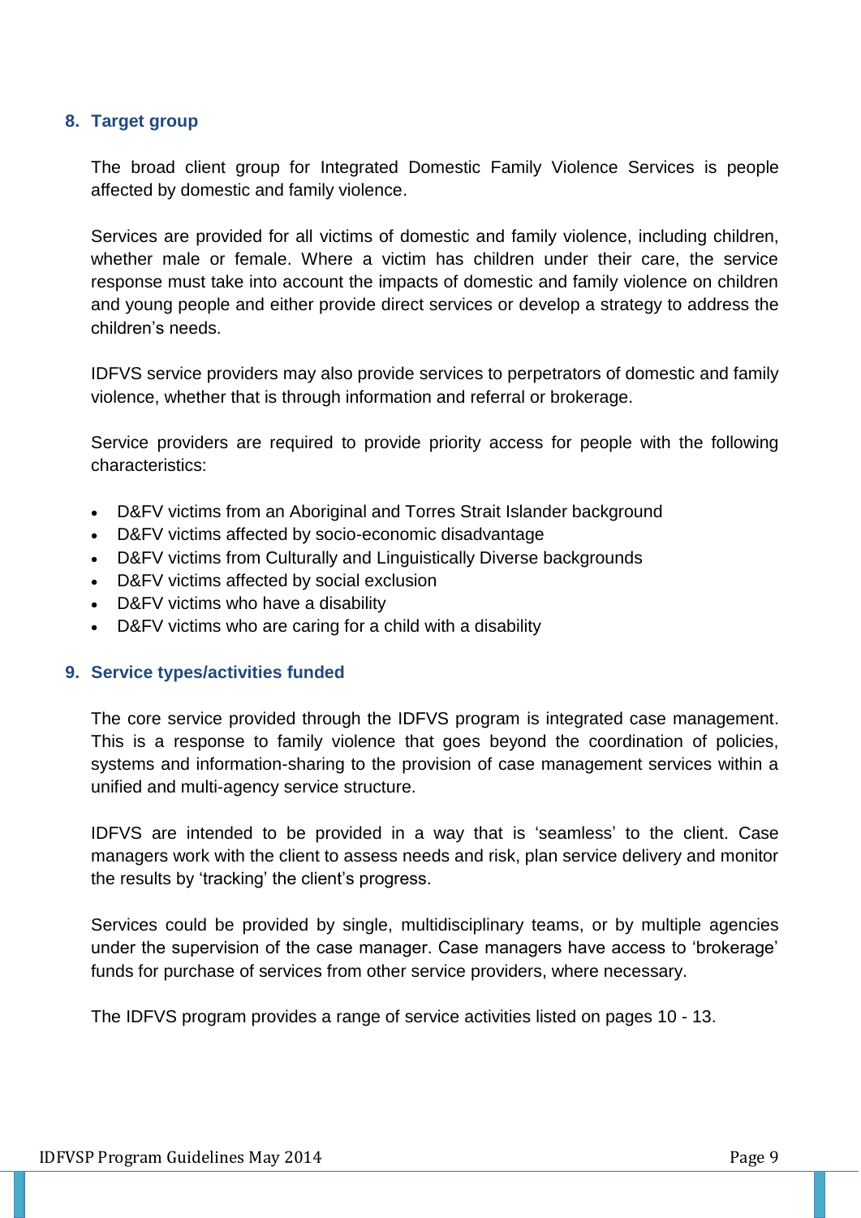## 8. Target group

The broad client group for Integrated Domestic Family Violence Services is people affected by domestic and family violence.

Services are provided for all victims of domestic and family violence, including children, whether male or female. Where a victim has children under their care, the service response must take into account the impacts of domestic and family violence on children and young people and either provide direct services or develop a strategy to address the children's needs.

IDFVS service providers may also provide services to perpetrators of domestic and family violence, whether that is through information and referral or brokerage.

Service providers are required to provide priority access for people with the following characteristics:

- D&FV victims from an Aboriginal and Torres Strait Islander background
- D&FV victims affected by socio-economic disadvantage
- D&FV victims from Culturally and Linguistically Diverse backgrounds
- D&FV victims affected by social exclusion
- D&FV victims who have a disability
- D&FV victims who are caring for a child with a disability

## 9. Service types/activities funded

The core service provided through the IDFVS program is integrated case management. This is a response to family violence that goes beyond the coordination of policies, systems and information-sharing to the provision of case management services within a unified and multi-agency service structure.

IDFVS are intended to be provided in a way that is 'seamless' to the client. Case managers work with the client to assess needs and risk, plan service delivery and monitor the results by 'tracking' the client's progress.

Services could be provided by single, multidisciplinary teams, or by multiple agencies under the supervision of the case manager. Case managers have access to 'brokerage' funds for purchase of services from other service providers, where necessary.

The IDFVS program provides a range of service activities listed on pages 10 - 13.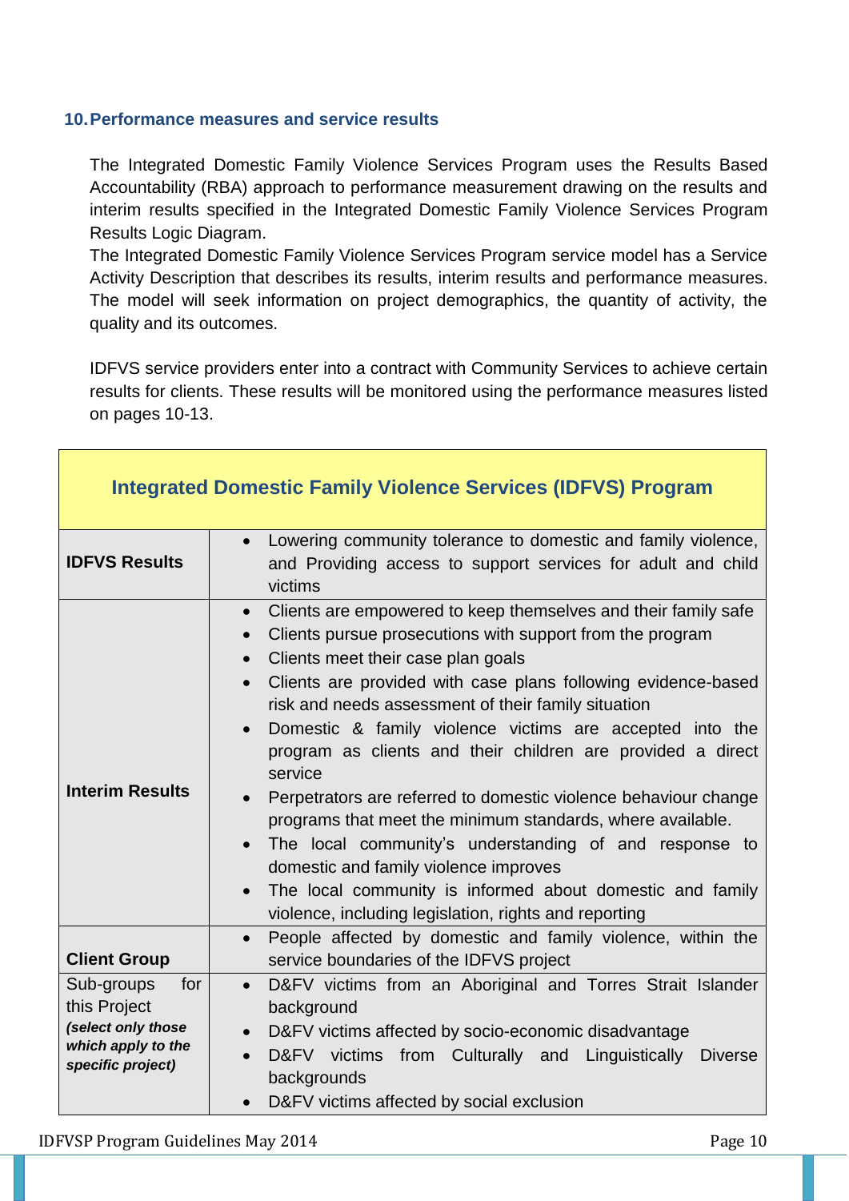## 10. Performance measures and service results

The Integrated Domestic Family Violence Services Program uses the Results Based Accountability (RBA) approach to performance measurement drawing on the results and interim results specified in the Integrated Domestic Family Violence Services Program Results Logic Diagram.

The Integrated Domestic Family Violence Services Program service model has a Service Activity Description that describes its results, interim results and performance measures. The model will seek information on project demographics, the quantity of activity, the quality and its outcomes.

IDFVS service providers enter into a contract with Community Services to achieve certain results for clients. These results will be monitored using the performance measures listed on pages 10-13.

| Integrated Domestic Family Violence Services (IDFVS) Program | |
|---|---|
| **IDFVS Results** | • Lowering community tolerance to domestic and family violence, and Providing access to support services for adult and child victims |
| **Interim Results** | • Clients are empowered to keep themselves and their family safe<br>• Clients pursue prosecutions with support from the program<br>• Clients meet their case plan goals<br>• Clients are provided with case plans following evidence-based risk and needs assessment of their family situation<br>• Domestic & family violence victims are accepted into the program as clients and their children are provided a direct service<br>• Perpetrators are referred to domestic violence behaviour change programs that meet the minimum standards, where available.<br>• The local community's understanding of and response to domestic and family violence improves<br>• The local community is informed about domestic and family violence, including legislation, rights and reporting |
| **Client Group** | • People affected by domestic and family violence, within the service boundaries of the IDFVS project |
| Sub-groups for this Project ***(select only those which apply to the specific project)*** | • D&FV victims from an Aboriginal and Torres Strait Islander background<br>• D&FV victims affected by socio-economic disadvantage<br>• D&FV victims from Culturally and Linguistically Diverse backgrounds<br>• D&FV victims affected by social exclusion |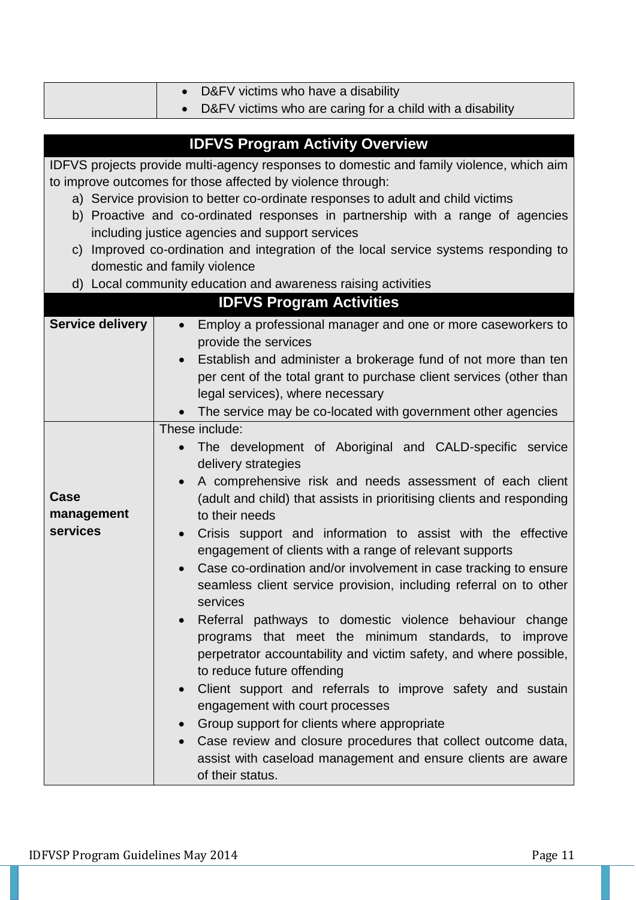| | |
|---|---|
| | • D&FV victims who have a disability<br>• D&FV victims who are caring for a child with a disability |

| IDFVS Program Activity Overview | |
|---|---|
| IDFVS projects provide multi-agency responses to domestic and family violence, which aim to improve outcomes for those affected by violence through:<br>a) Service provision to better co-ordinate responses to adult and child victims<br>b) Proactive and co-ordinated responses in partnership with a range of agencies including justice agencies and support services<br>c) Improved co-ordination and integration of the local service systems responding to domestic and family violence<br>d) Local community education and awareness raising activities | |
| **IDFVS Program Activities** | |
| **Service delivery** | • Employ a professional manager and one or more caseworkers to provide the services<br>• Establish and administer a brokerage fund of not more than ten per cent of the total grant to purchase client services (other than legal services), where necessary<br>• The service may be co-located with government other agencies |
| **Case management services** | These include:<br>• The development of Aboriginal and CALD-specific service delivery strategies<br>• A comprehensive risk and needs assessment of each client (adult and child) that assists in prioritising clients and responding to their needs<br>• Crisis support and information to assist with the effective engagement of clients with a range of relevant supports<br>• Case co-ordination and/or involvement in case tracking to ensure seamless client service provision, including referral on to other services<br>• Referral pathways to domestic violence behaviour change programs that meet the minimum standards, to improve perpetrator accountability and victim safety, and where possible, to reduce future offending<br>• Client support and referrals to improve safety and sustain engagement with court processes<br>• Group support for clients where appropriate<br>• Case review and closure procedures that collect outcome data, assist with caseload management and ensure clients are aware of their status. |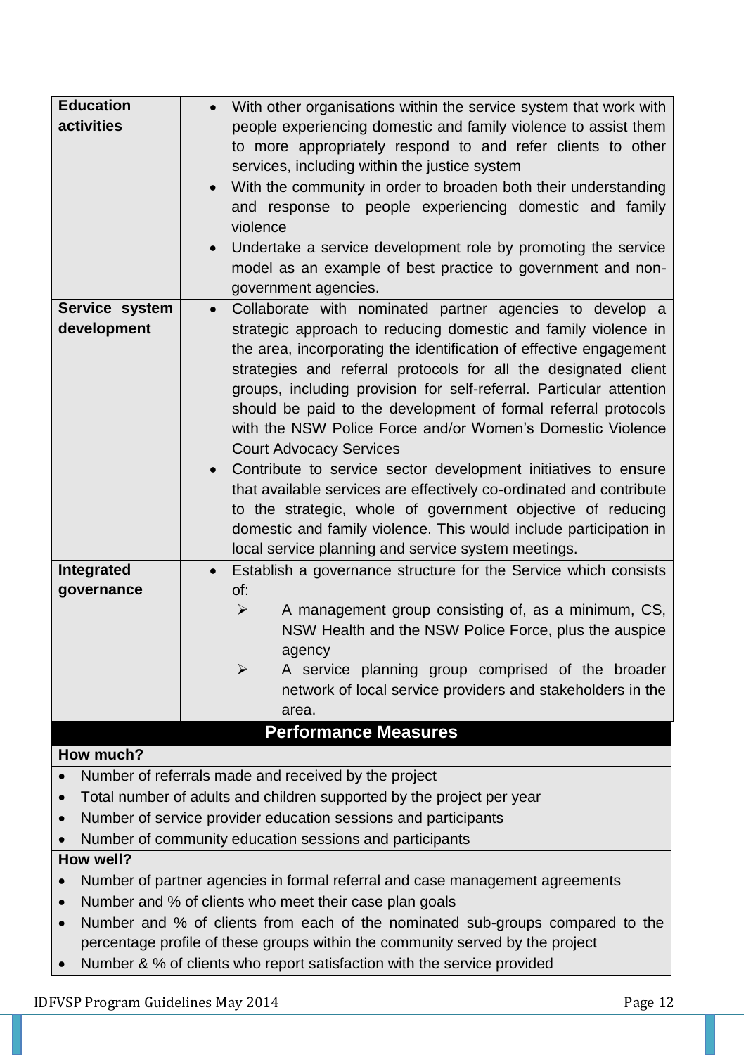| | |
|---|---|
| **Education activities** | • With other organisations within the service system that work with people experiencing domestic and family violence to assist them to more appropriately respond to and refer clients to other services, including within the justice system<br>• With the community in order to broaden both their understanding and response to people experiencing domestic and family violence<br>• Undertake a service development role by promoting the service model as an example of best practice to government and non-government agencies. |
| **Service system development** | • Collaborate with nominated partner agencies to develop a strategic approach to reducing domestic and family violence in the area, incorporating the identification of effective engagement strategies and referral protocols for all the designated client groups, including provision for self-referral. Particular attention should be paid to the development of formal referral protocols with the NSW Police Force and/or Women's Domestic Violence Court Advocacy Services<br>• Contribute to service sector development initiatives to ensure that available services are effectively co-ordinated and contribute to the strategic, whole of government objective of reducing domestic and family violence. This would include participation in local service planning and service system meetings. |
| **Integrated governance** | • Establish a governance structure for the Service which consists of:<br>➢ A management group consisting of, as a minimum, CS, NSW Health and the NSW Police Force, plus the auspice agency<br>➢ A service planning group comprised of the broader network of local service providers and stakeholders in the area. |

## Performance Measures

**How much?**

- Number of referrals made and received by the project
- Total number of adults and children supported by the project per year
- Number of service provider education sessions and participants
- Number of community education sessions and participants

**How well?**

- Number of partner agencies in formal referral and case management agreements
- Number and % of clients who meet their case plan goals
- Number and % of clients from each of the nominated sub-groups compared to the percentage profile of these groups within the community served by the project
- Number & % of clients who report satisfaction with the service provided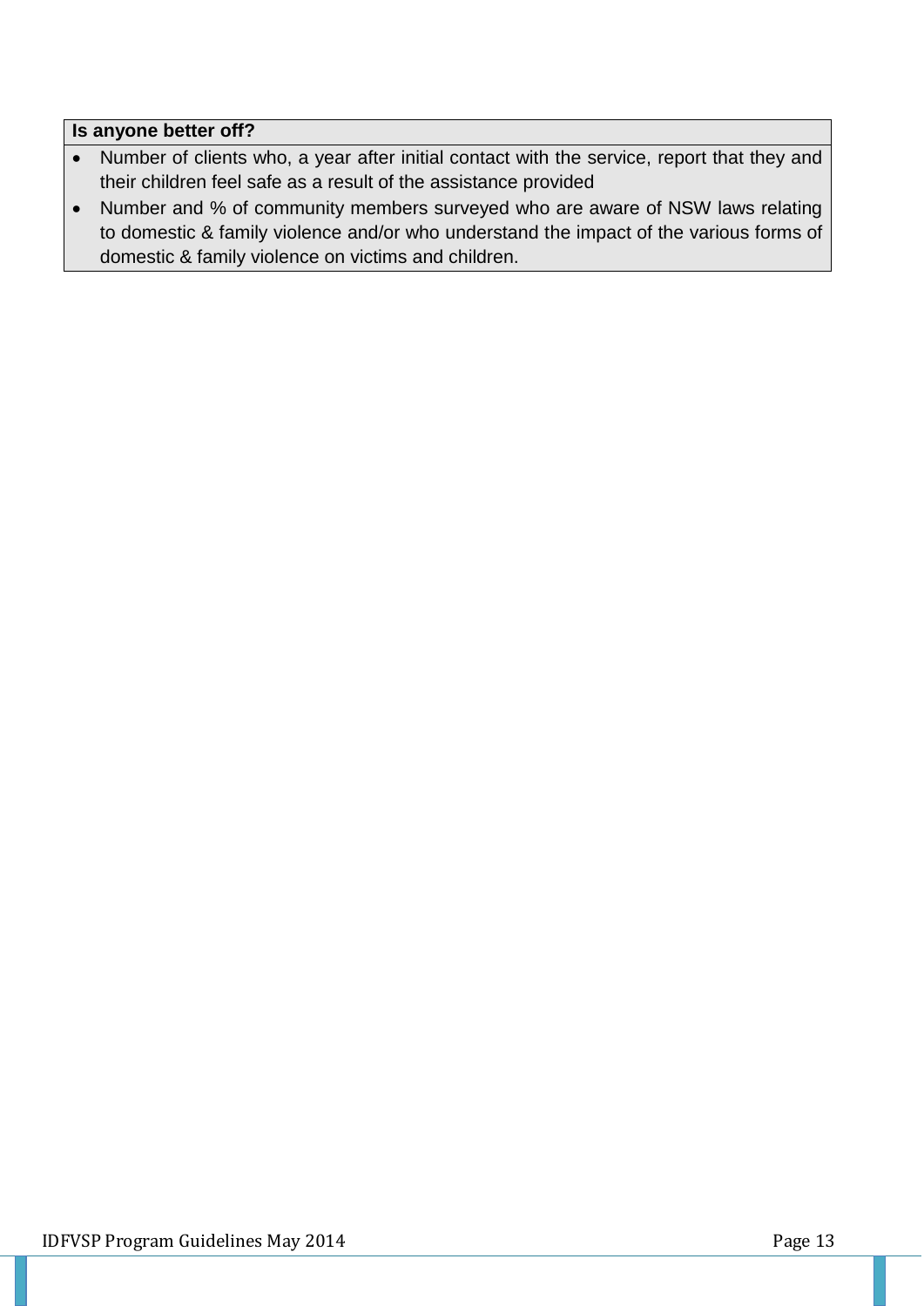**Is anyone better off?**

- Number of clients who, a year after initial contact with the service, report that they and their children feel safe as a result of the assistance provided
- Number and % of community members surveyed who are aware of NSW laws relating to domestic & family violence and/or who understand the impact of the various forms of domestic & family violence on victims and children.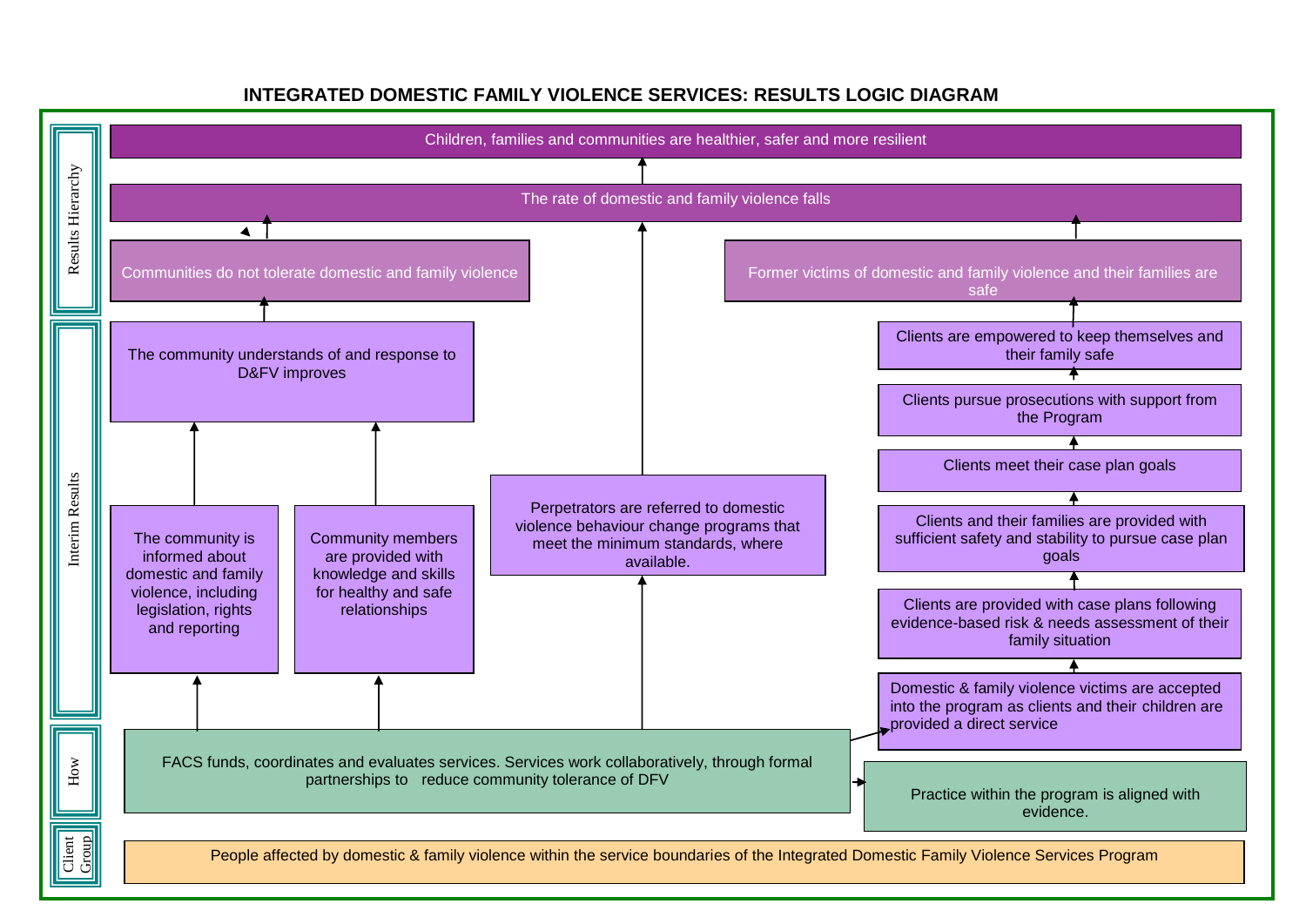# INTEGRATED DOMESTIC FAMILY VIOLENCE SERVICES: RESULTS LOGIC DIAGRAM

**Results Hierarchy**

- Children, families and communities are healthier, safer and more resilient
- The rate of domestic and family violence falls
- Communities do not tolerate domestic and family violence
- Former victims of domestic and family violence and their families are safe

**Interim Results**

- The community understands of and response to D&FV improves
- The community is informed about domestic and family violence, including legislation, rights and reporting
- Community members are provided with knowledge and skills for healthy and safe relationships
- Perpetrators are referred to domestic violence behaviour change programs that meet the minimum standards, where available.
- Clients are empowered to keep themselves and their family safe
- Clients pursue prosecutions with support from the Program
- Clients meet their case plan goals
- Clients and their families are provided with sufficient safety and stability to pursue case plan goals
- Clients are provided with case plans following evidence-based risk & needs assessment of their family situation
- Domestic & family violence victims are accepted into the program as clients and their children are provided a direct service

**How**

- FACS funds, coordinates and evaluates services. Services work collaboratively, through formal partnerships to reduce community tolerance of DFV
- Practice within the program is aligned with evidence.

**Client Group**

- People affected by domestic & family violence within the service boundaries of the Integrated Domestic Family Violence Services Program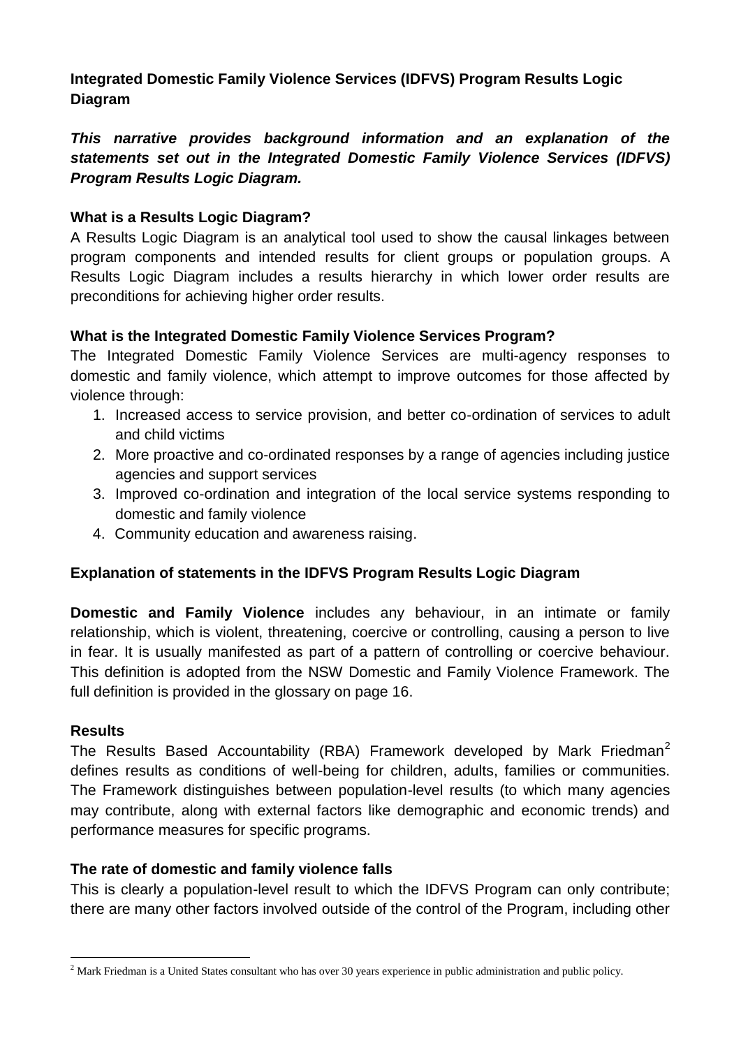**Integrated Domestic Family Violence Services (IDFVS) Program Results Logic Diagram**

***This narrative provides background information and an explanation of the statements set out in the Integrated Domestic Family Violence Services (IDFVS) Program Results Logic Diagram.***

**What is a Results Logic Diagram?**

A Results Logic Diagram is an analytical tool used to show the causal linkages between program components and intended results for client groups or population groups. A Results Logic Diagram includes a results hierarchy in which lower order results are preconditions for achieving higher order results.

**What is the Integrated Domestic Family Violence Services Program?**

The Integrated Domestic Family Violence Services are multi-agency responses to domestic and family violence, which attempt to improve outcomes for those affected by violence through:

1. Increased access to service provision, and better co-ordination of services to adult and child victims
2. More proactive and co-ordinated responses by a range of agencies including justice agencies and support services
3. Improved co-ordination and integration of the local service systems responding to domestic and family violence
4. Community education and awareness raising.

**Explanation of statements in the IDFVS Program Results Logic Diagram**

**Domestic and Family Violence** includes any behaviour, in an intimate or family relationship, which is violent, threatening, coercive or controlling, causing a person to live in fear. It is usually manifested as part of a pattern of controlling or coercive behaviour. This definition is adopted from the NSW Domestic and Family Violence Framework. The full definition is provided in the glossary on page 16.

**Results**

The Results Based Accountability (RBA) Framework developed by Mark Friedman[2] defines results as conditions of well-being for children, adults, families or communities. The Framework distinguishes between population-level results (to which many agencies may contribute, along with external factors like demographic and economic trends) and performance measures for specific programs.

**The rate of domestic and family violence falls**

This is clearly a population-level result to which the IDFVS Program can only contribute; there are many other factors involved outside of the control of the Program, including other

[2] Mark Friedman is a United States consultant who has over 30 years experience in public administration and public policy.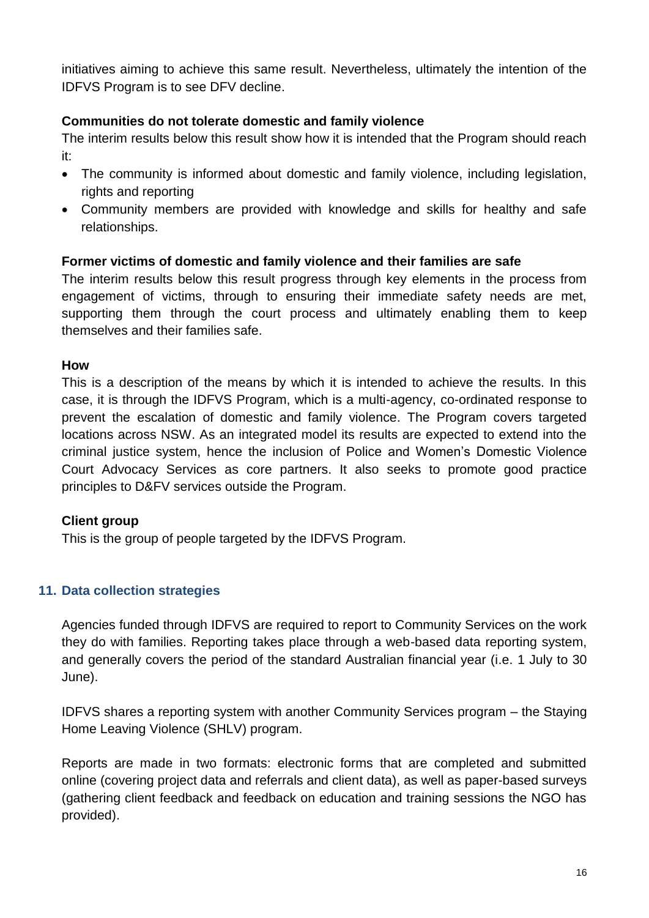initiatives aiming to achieve this same result. Nevertheless, ultimately the intention of the IDFVS Program is to see DFV decline.

**Communities do not tolerate domestic and family violence**

The interim results below this result show how it is intended that the Program should reach it:

- The community is informed about domestic and family violence, including legislation, rights and reporting
- Community members are provided with knowledge and skills for healthy and safe relationships.

**Former victims of domestic and family violence and their families are safe**

The interim results below this result progress through key elements in the process from engagement of victims, through to ensuring their immediate safety needs are met, supporting them through the court process and ultimately enabling them to keep themselves and their families safe.

**How**

This is a description of the means by which it is intended to achieve the results. In this case, it is through the IDFVS Program, which is a multi-agency, co-ordinated response to prevent the escalation of domestic and family violence. The Program covers targeted locations across NSW. As an integrated model its results are expected to extend into the criminal justice system, hence the inclusion of Police and Women's Domestic Violence Court Advocacy Services as core partners. It also seeks to promote good practice principles to D&FV services outside the Program.

**Client group**

This is the group of people targeted by the IDFVS Program.

## 11. Data collection strategies

Agencies funded through IDFVS are required to report to Community Services on the work they do with families. Reporting takes place through a web-based data reporting system, and generally covers the period of the standard Australian financial year (i.e. 1 July to 30 June).

IDFVS shares a reporting system with another Community Services program – the Staying Home Leaving Violence (SHLV) program.

Reports are made in two formats: electronic forms that are completed and submitted online (covering project data and referrals and client data), as well as paper-based surveys (gathering client feedback and feedback on education and training sessions the NGO has provided).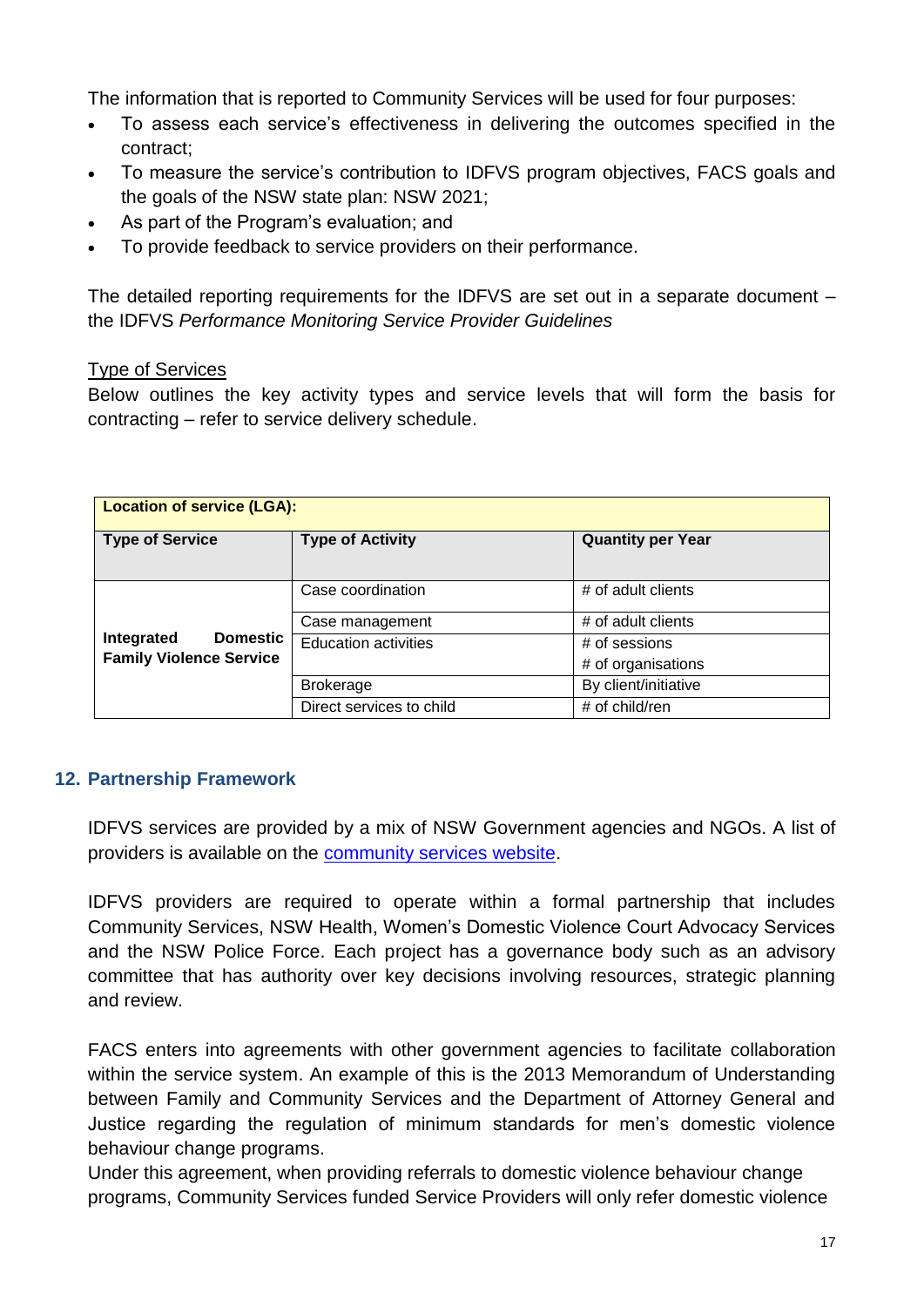The information that is reported to Community Services will be used for four purposes:

- To assess each service's effectiveness in delivering the outcomes specified in the contract;
- To measure the service's contribution to IDFVS program objectives, FACS goals and the goals of the NSW state plan: NSW 2021;
- As part of the Program's evaluation; and
- To provide feedback to service providers on their performance.

The detailed reporting requirements for the IDFVS are set out in a separate document – the IDFVS *Performance Monitoring Service Provider Guidelines*

Type of Services

Below outlines the key activity types and service levels that will form the basis for contracting – refer to service delivery schedule.

| **Location of service (LGA):** | | |
|---|---|---|
| **Type of Service** | **Type of Activity** | **Quantity per Year** |
| **Integrated Domestic Family Violence Service** | Case coordination | # of adult clients |
| | Case management | # of adult clients |
| | Education activities | # of sessions<br># of organisations |
| | Brokerage | By client/initiative |
| | Direct services to child | # of child/ren |

## 12. Partnership Framework

IDFVS services are provided by a mix of NSW Government agencies and NGOs. A list of providers is available on the community services website.

IDFVS providers are required to operate within a formal partnership that includes Community Services, NSW Health, Women's Domestic Violence Court Advocacy Services and the NSW Police Force. Each project has a governance body such as an advisory committee that has authority over key decisions involving resources, strategic planning and review.

FACS enters into agreements with other government agencies to facilitate collaboration within the service system. An example of this is the 2013 Memorandum of Understanding between Family and Community Services and the Department of Attorney General and Justice regarding the regulation of minimum standards for men's domestic violence behaviour change programs.
Under this agreement, when providing referrals to domestic violence behaviour change programs, Community Services funded Service Providers will only refer domestic violence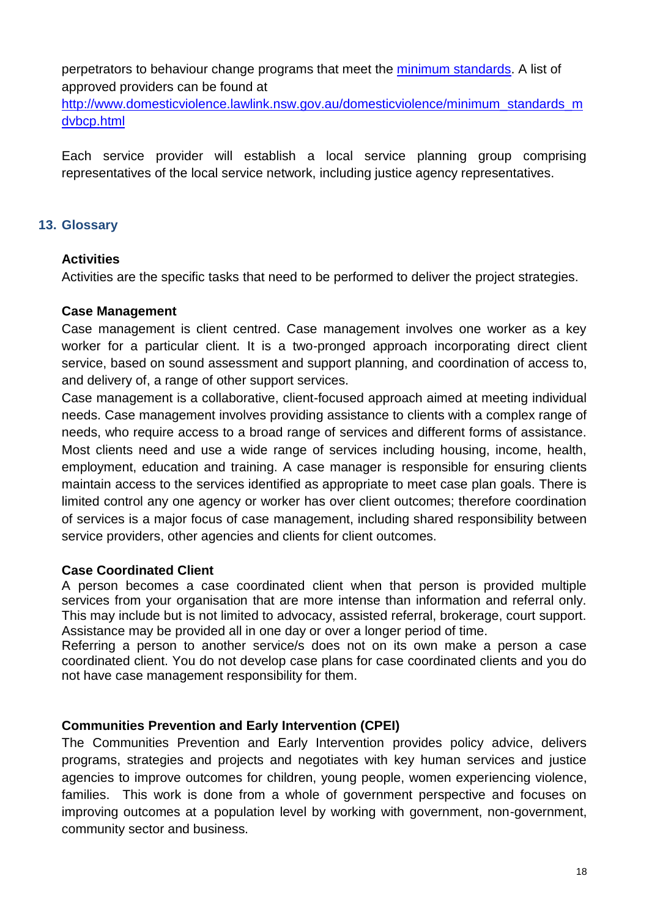perpetrators to behaviour change programs that meet the [minimum standards](). A list of approved providers can be found at [http://www.domesticviolence.lawlink.nsw.gov.au/domesticviolence/minimum_standards_mdvbcp.html](http://www.domesticviolence.lawlink.nsw.gov.au/domesticviolence/minimum_standards_mdvbcp.html)

Each service provider will establish a local service planning group comprising representatives of the local service network, including justice agency representatives.

## 13. Glossary

**Activities**

Activities are the specific tasks that need to be performed to deliver the project strategies.

**Case Management**

Case management is client centred. Case management involves one worker as a key worker for a particular client. It is a two-pronged approach incorporating direct client service, based on sound assessment and support planning, and coordination of access to, and delivery of, a range of other support services.

Case management is a collaborative, client-focused approach aimed at meeting individual needs. Case management involves providing assistance to clients with a complex range of needs, who require access to a broad range of services and different forms of assistance. Most clients need and use a wide range of services including housing, income, health, employment, education and training. A case manager is responsible for ensuring clients maintain access to the services identified as appropriate to meet case plan goals. There is limited control any one agency or worker has over client outcomes; therefore coordination of services is a major focus of case management, including shared responsibility between service providers, other agencies and clients for client outcomes.

**Case Coordinated Client**

A person becomes a case coordinated client when that person is provided multiple services from your organisation that are more intense than information and referral only. This may include but is not limited to advocacy, assisted referral, brokerage, court support. Assistance may be provided all in one day or over a longer period of time.

Referring a person to another service/s does not on its own make a person a case coordinated client. You do not develop case plans for case coordinated clients and you do not have case management responsibility for them.

**Communities Prevention and Early Intervention (CPEI)**

The Communities Prevention and Early Intervention provides policy advice, delivers programs, strategies and projects and negotiates with key human services and justice agencies to improve outcomes for children, young people, women experiencing violence, families. This work is done from a whole of government perspective and focuses on improving outcomes at a population level by working with government, non-government, community sector and business.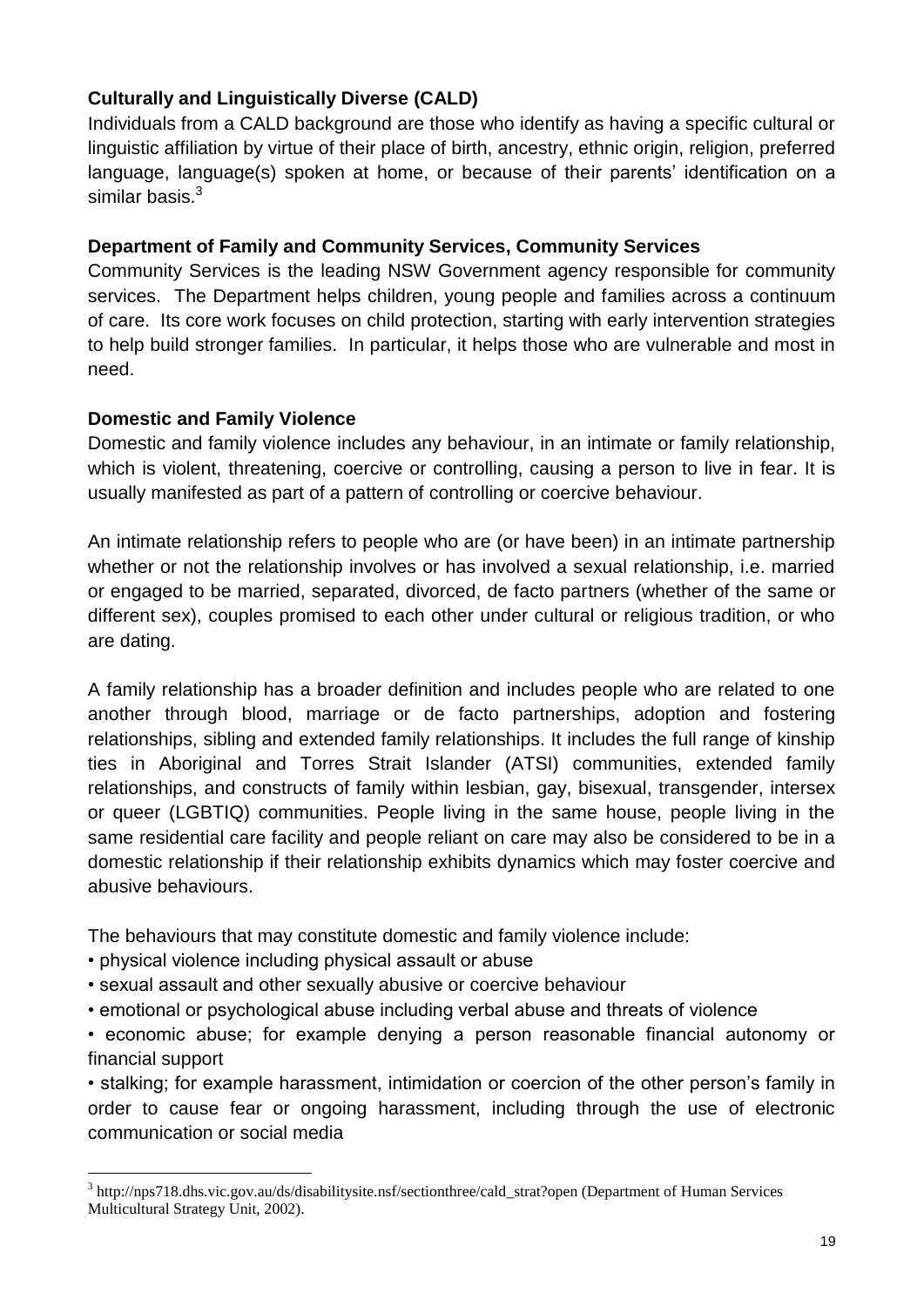**Culturally and Linguistically Diverse (CALD)**

Individuals from a CALD background are those who identify as having a specific cultural or linguistic affiliation by virtue of their place of birth, ancestry, ethnic origin, religion, preferred language, language(s) spoken at home, or because of their parents' identification on a similar basis.[3]

**Department of Family and Community Services, Community Services**

Community Services is the leading NSW Government agency responsible for community services. The Department helps children, young people and families across a continuum of care. Its core work focuses on child protection, starting with early intervention strategies to help build stronger families. In particular, it helps those who are vulnerable and most in need.

**Domestic and Family Violence**

Domestic and family violence includes any behaviour, in an intimate or family relationship, which is violent, threatening, coercive or controlling, causing a person to live in fear. It is usually manifested as part of a pattern of controlling or coercive behaviour.

An intimate relationship refers to people who are (or have been) in an intimate partnership whether or not the relationship involves or has involved a sexual relationship, i.e. married or engaged to be married, separated, divorced, de facto partners (whether of the same or different sex), couples promised to each other under cultural or religious tradition, or who are dating.

A family relationship has a broader definition and includes people who are related to one another through blood, marriage or de facto partnerships, adoption and fostering relationships, sibling and extended family relationships. It includes the full range of kinship ties in Aboriginal and Torres Strait Islander (ATSI) communities, extended family relationships, and constructs of family within lesbian, gay, bisexual, transgender, intersex or queer (LGBTIQ) communities. People living in the same house, people living in the same residential care facility and people reliant on care may also be considered to be in a domestic relationship if their relationship exhibits dynamics which may foster coercive and abusive behaviours.

The behaviours that may constitute domestic and family violence include:

- physical violence including physical assault or abuse
- sexual assault and other sexually abusive or coercive behaviour
- emotional or psychological abuse including verbal abuse and threats of violence
- economic abuse; for example denying a person reasonable financial autonomy or financial support
- stalking; for example harassment, intimidation or coercion of the other person's family in order to cause fear or ongoing harassment, including through the use of electronic communication or social media

---

[3] http://nps718.dhs.vic.gov.au/ds/disabilitysite.nsf/sectionthree/cald_strat?open (Department of Human Services Multicultural Strategy Unit, 2002).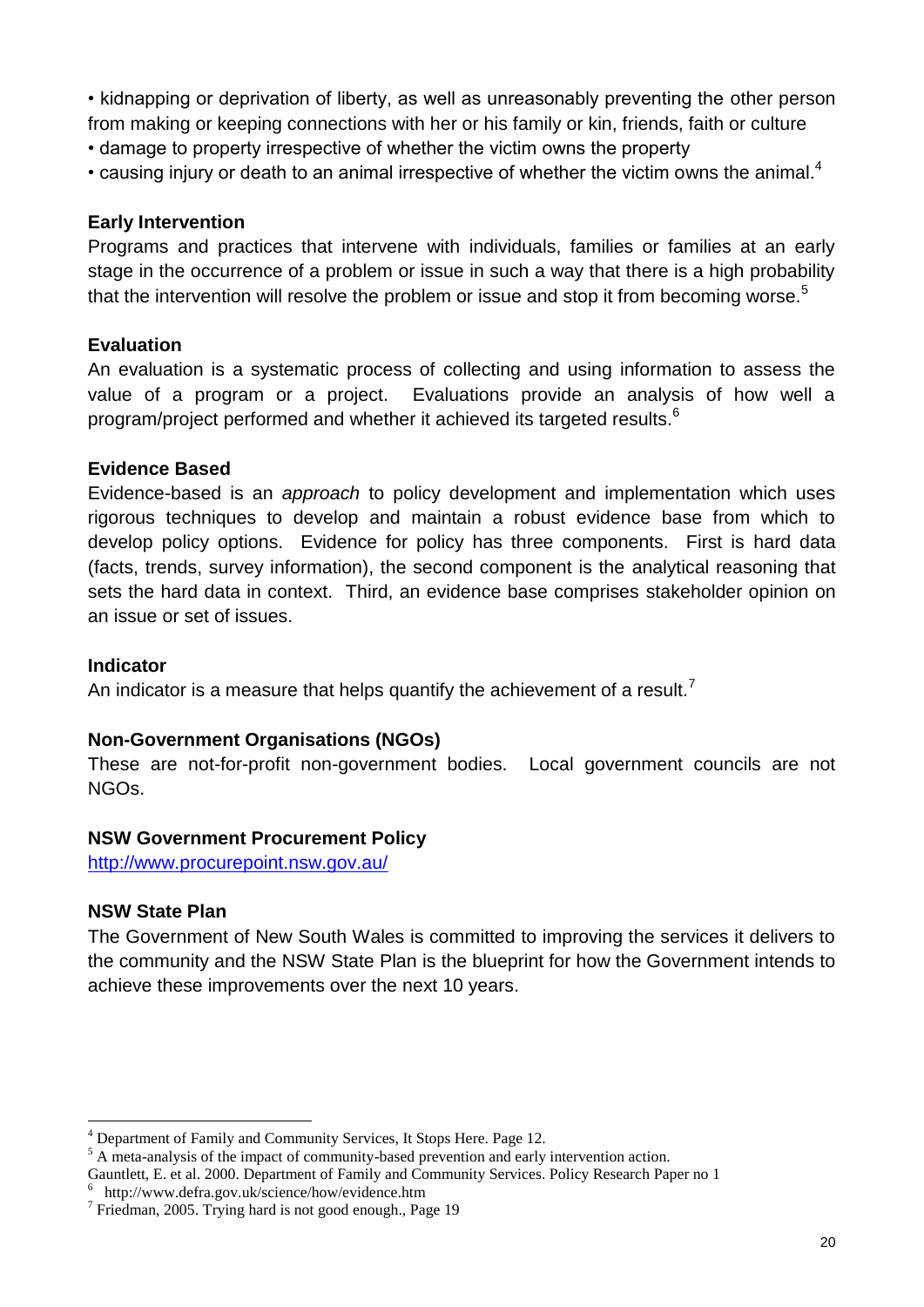- kidnapping or deprivation of liberty, as well as unreasonably preventing the other person from making or keeping connections with her or his family or kin, friends, faith or culture
- damage to property irrespective of whether the victim owns the property
- causing injury or death to an animal irrespective of whether the victim owns the animal.[4]

**Early Intervention**

Programs and practices that intervene with individuals, families or families at an early stage in the occurrence of a problem or issue in such a way that there is a high probability that the intervention will resolve the problem or issue and stop it from becoming worse.[5]

**Evaluation**

An evaluation is a systematic process of collecting and using information to assess the value of a program or a project. Evaluations provide an analysis of how well a program/project performed and whether it achieved its targeted results.[6]

**Evidence Based**

Evidence-based is an *approach* to policy development and implementation which uses rigorous techniques to develop and maintain a robust evidence base from which to develop policy options. Evidence for policy has three components. First is hard data (facts, trends, survey information), the second component is the analytical reasoning that sets the hard data in context. Third, an evidence base comprises stakeholder opinion on an issue or set of issues.

**Indicator**

An indicator is a measure that helps quantify the achievement of a result.[7]

**Non-Government Organisations (NGOs)**

These are not-for-profit non-government bodies. Local government councils are not NGOs.

**NSW Government Procurement Policy**

http://www.procurepoint.nsw.gov.au/

**NSW State Plan**

The Government of New South Wales is committed to improving the services it delivers to the community and the NSW State Plan is the blueprint for how the Government intends to achieve these improvements over the next 10 years.

---

[4] Department of Family and Community Services, It Stops Here. Page 12.

[5] A meta-analysis of the impact of community-based prevention and early intervention action. Gauntlett, E. et al. 2000. Department of Family and Community Services. Policy Research Paper no 1

[6] http://www.defra.gov.uk/science/how/evidence.htm

[7] Friedman, 2005. Trying hard is not good enough., Page 19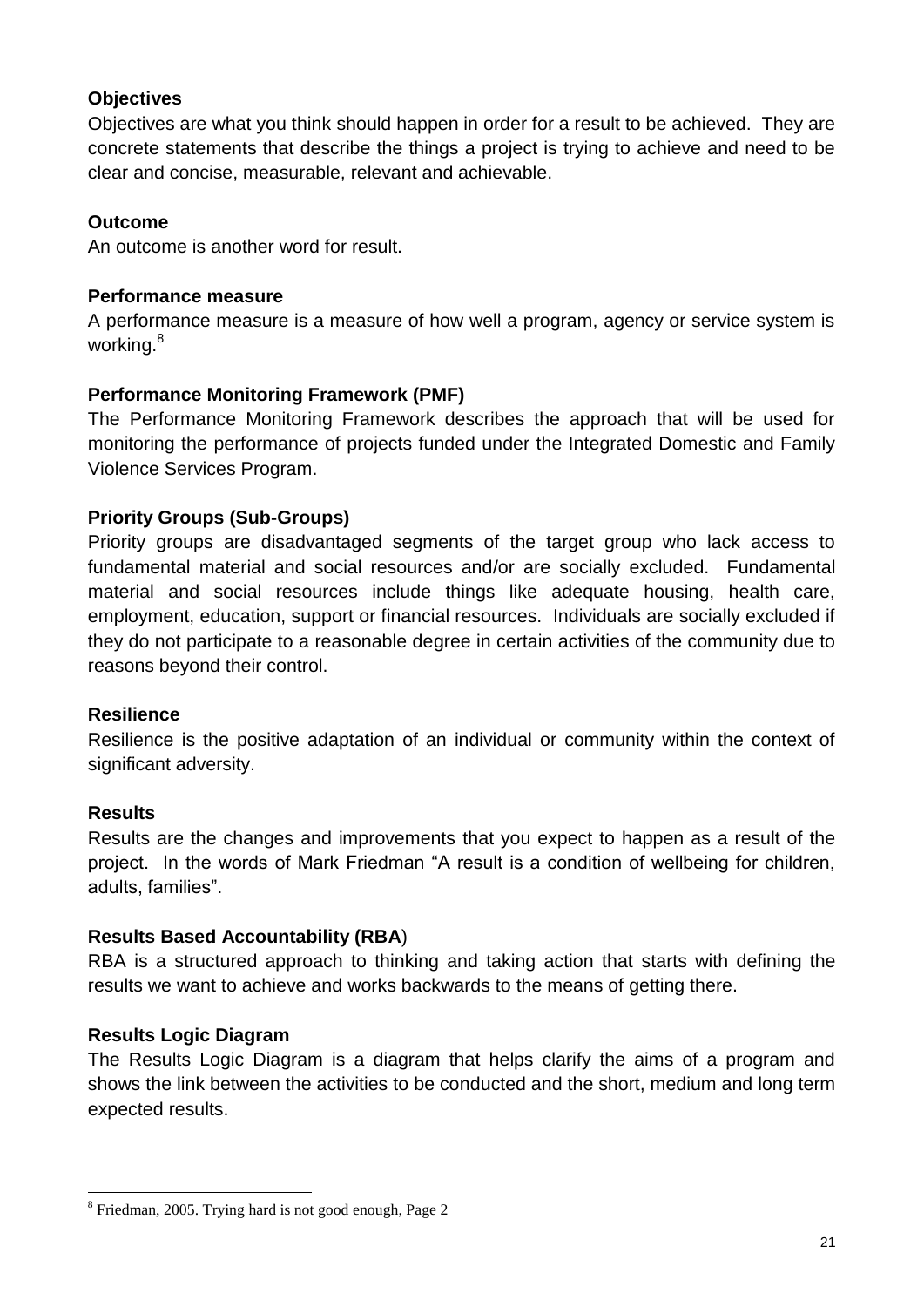**Objectives**

Objectives are what you think should happen in order for a result to be achieved. They are concrete statements that describe the things a project is trying to achieve and need to be clear and concise, measurable, relevant and achievable.

**Outcome**

An outcome is another word for result.

**Performance measure**

A performance measure is a measure of how well a program, agency or service system is working.[8]

**Performance Monitoring Framework (PMF)**

The Performance Monitoring Framework describes the approach that will be used for monitoring the performance of projects funded under the Integrated Domestic and Family Violence Services Program.

**Priority Groups (Sub-Groups)**

Priority groups are disadvantaged segments of the target group who lack access to fundamental material and social resources and/or are socially excluded. Fundamental material and social resources include things like adequate housing, health care, employment, education, support or financial resources. Individuals are socially excluded if they do not participate to a reasonable degree in certain activities of the community due to reasons beyond their control.

**Resilience**

Resilience is the positive adaptation of an individual or community within the context of significant adversity.

**Results**

Results are the changes and improvements that you expect to happen as a result of the project. In the words of Mark Friedman "A result is a condition of wellbeing for children, adults, families".

**Results Based Accountability (RBA)**

RBA is a structured approach to thinking and taking action that starts with defining the results we want to achieve and works backwards to the means of getting there.

**Results Logic Diagram**

The Results Logic Diagram is a diagram that helps clarify the aims of a program and shows the link between the activities to be conducted and the short, medium and long term expected results.

---

[8] Friedman, 2005. Trying hard is not good enough, Page 2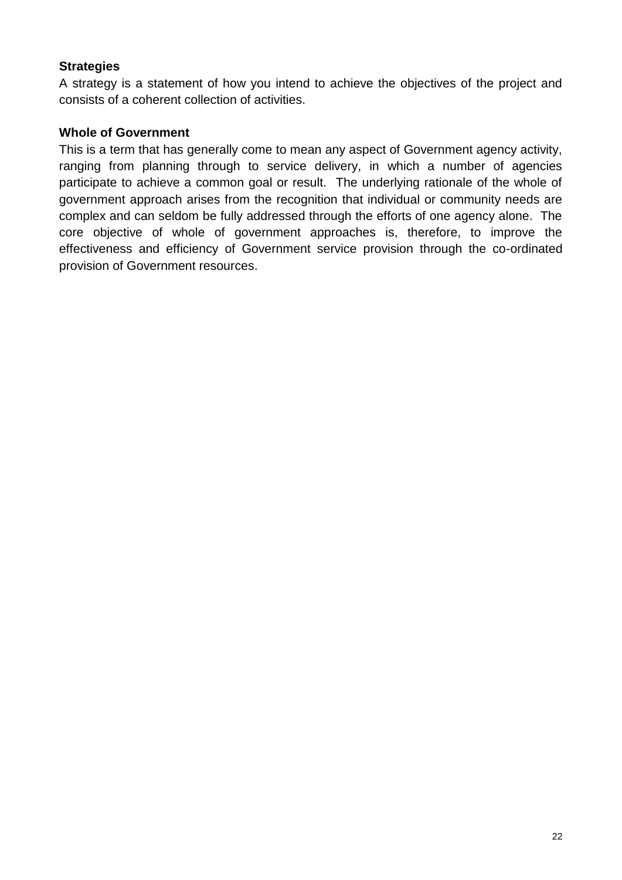**Strategies**

A strategy is a statement of how you intend to achieve the objectives of the project and consists of a coherent collection of activities.

**Whole of Government**

This is a term that has generally come to mean any aspect of Government agency activity, ranging from planning through to service delivery, in which a number of agencies participate to achieve a common goal or result. The underlying rationale of the whole of government approach arises from the recognition that individual or community needs are complex and can seldom be fully addressed through the efforts of one agency alone. The core objective of whole of government approaches is, therefore, to improve the effectiveness and efficiency of Government service provision through the co-ordinated provision of Government resources.